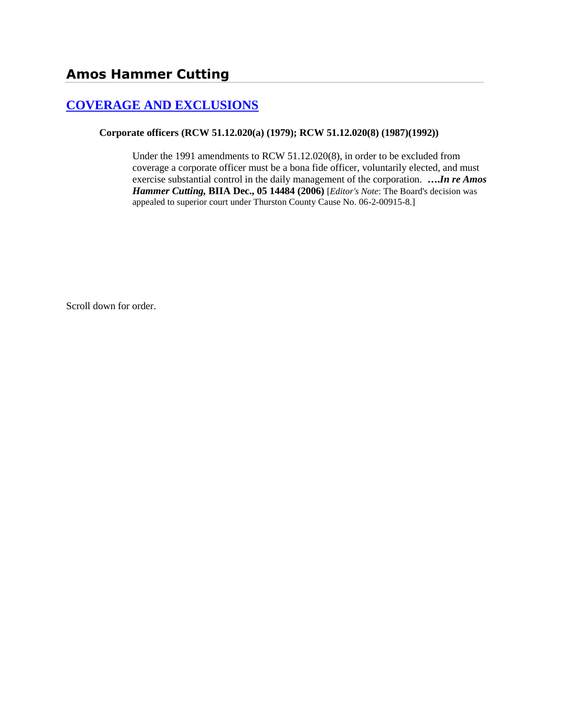# Amos Hammer Cutting

## COVERAGE AND EXCLUSIONS

**Corporate officers (RCW 51.12.020(a) (1979); RCW 51.12.020(8) (1987)(1992))**

Under the 1991 amendments to RCW 51.12.020(8), in order to be excluded from coverage a corporate officer must be a bona fide officer, voluntarily elected, and must exercise substantial control in the daily management of the corporation. ***….In re Amos Hammer Cutting*, BIIA Dec., 05 14484 (2006)** [*Editor's Note*: The Board's decision was appealed to superior court under Thurston County Cause No. 06-2-00915-8.]

Scroll down for order.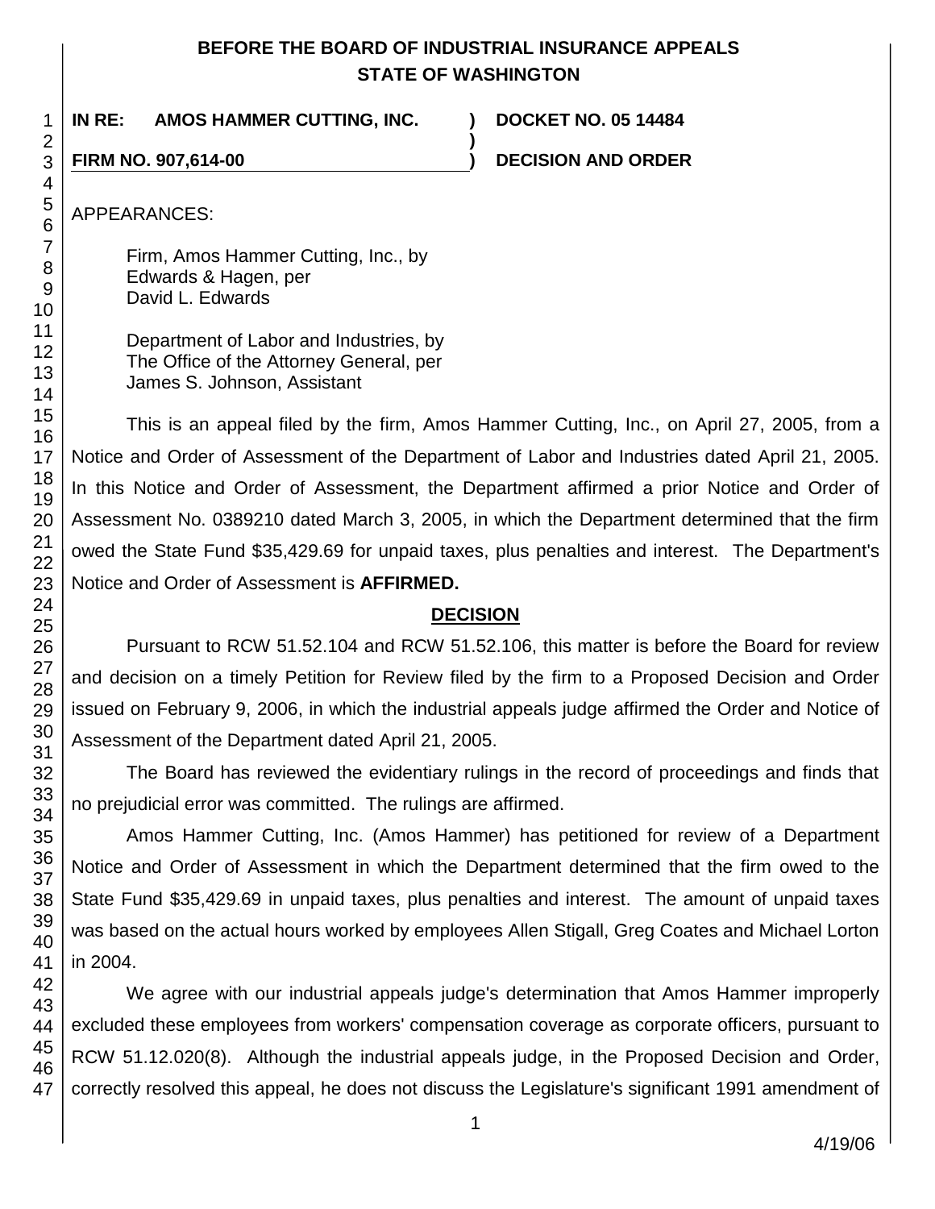**BEFORE THE BOARD OF INDUSTRIAL INSURANCE APPEALS**
**STATE OF WASHINGTON**

| | | |
|---|---|---|
| **IN RE: AMOS HAMMER CUTTING, INC.** | **)** | **DOCKET NO. 05 14484** |
| | **)** | |
| **FIRM NO. 907,614-00** | **)** | **DECISION AND ORDER** |

APPEARANCES:

Firm, Amos Hammer Cutting, Inc., by
Edwards & Hagen, per
David L. Edwards

Department of Labor and Industries, by
The Office of the Attorney General, per
James S. Johnson, Assistant

This is an appeal filed by the firm, Amos Hammer Cutting, Inc., on April 27, 2005, from a Notice and Order of Assessment of the Department of Labor and Industries dated April 21, 2005. In this Notice and Order of Assessment, the Department affirmed a prior Notice and Order of Assessment No. 0389210 dated March 3, 2005, in which the Department determined that the firm owed the State Fund $35,429.69 for unpaid taxes, plus penalties and interest. The Department's Notice and Order of Assessment is **AFFIRMED.**

## DECISION

Pursuant to RCW 51.52.104 and RCW 51.52.106, this matter is before the Board for review and decision on a timely Petition for Review filed by the firm to a Proposed Decision and Order issued on February 9, 2006, in which the industrial appeals judge affirmed the Order and Notice of Assessment of the Department dated April 21, 2005.

The Board has reviewed the evidentiary rulings in the record of proceedings and finds that no prejudicial error was committed. The rulings are affirmed.

Amos Hammer Cutting, Inc. (Amos Hammer) has petitioned for review of a Department Notice and Order of Assessment in which the Department determined that the firm owed to the State Fund $35,429.69 in unpaid taxes, plus penalties and interest. The amount of unpaid taxes was based on the actual hours worked by employees Allen Stigall, Greg Coates and Michael Lorton in 2004.

We agree with our industrial appeals judge's determination that Amos Hammer improperly excluded these employees from workers' compensation coverage as corporate officers, pursuant to RCW 51.12.020(8). Although the industrial appeals judge, in the Proposed Decision and Order, correctly resolved this appeal, he does not discuss the Legislature's significant 1991 amendment of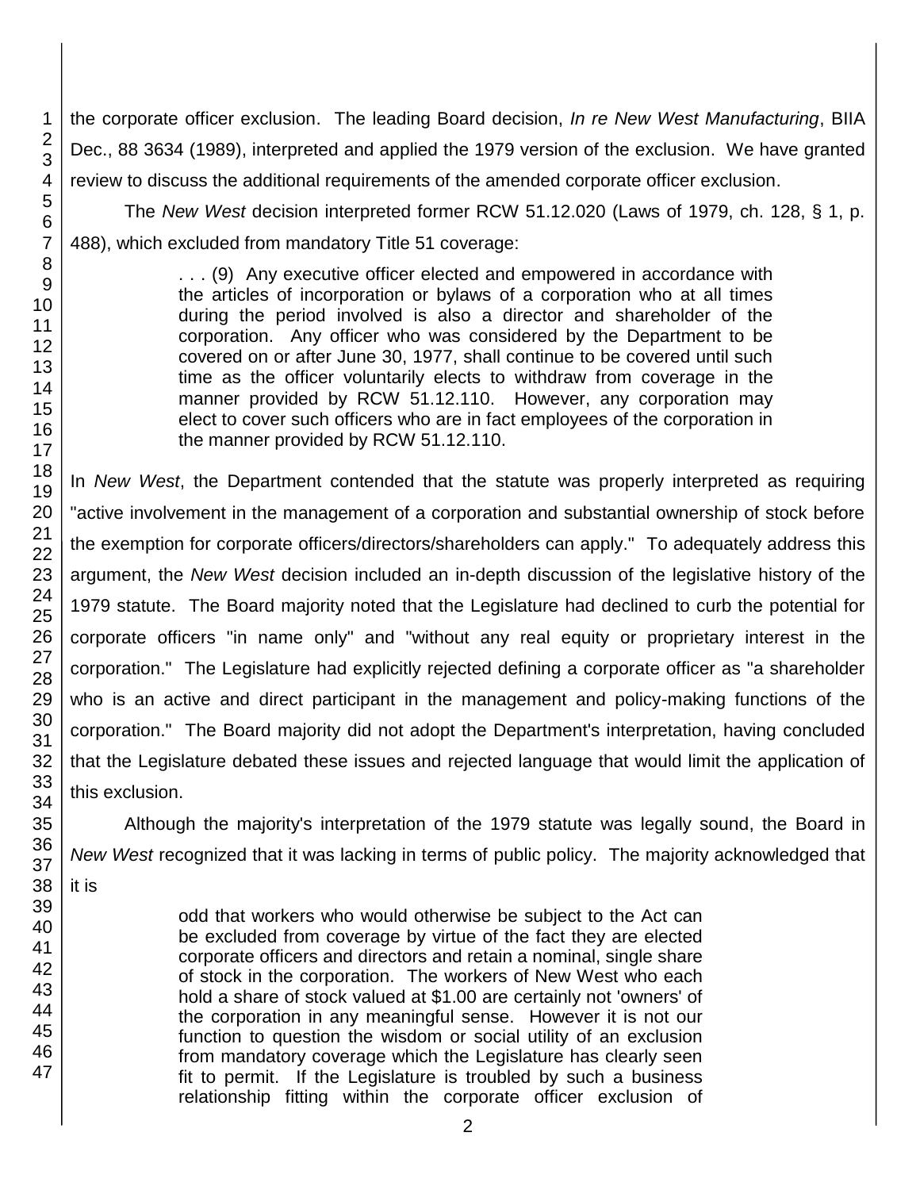the corporate officer exclusion. The leading Board decision, *In re New West Manufacturing*, BIIA Dec., 88 3634 (1989), interpreted and applied the 1979 version of the exclusion. We have granted review to discuss the additional requirements of the amended corporate officer exclusion.

The *New West* decision interpreted former RCW 51.12.020 (Laws of 1979, ch. 128, § 1, p. 488), which excluded from mandatory Title 51 coverage:

> . . . (9) Any executive officer elected and empowered in accordance with the articles of incorporation or bylaws of a corporation who at all times during the period involved is also a director and shareholder of the corporation. Any officer who was considered by the Department to be covered on or after June 30, 1977, shall continue to be covered until such time as the officer voluntarily elects to withdraw from coverage in the manner provided by RCW 51.12.110. However, any corporation may elect to cover such officers who are in fact employees of the corporation in the manner provided by RCW 51.12.110.

In *New West*, the Department contended that the statute was properly interpreted as requiring "active involvement in the management of a corporation and substantial ownership of stock before the exemption for corporate officers/directors/shareholders can apply." To adequately address this argument, the *New West* decision included an in-depth discussion of the legislative history of the 1979 statute. The Board majority noted that the Legislature had declined to curb the potential for corporate officers "in name only" and "without any real equity or proprietary interest in the corporation." The Legislature had explicitly rejected defining a corporate officer as "a shareholder who is an active and direct participant in the management and policy-making functions of the corporation." The Board majority did not adopt the Department's interpretation, having concluded that the Legislature debated these issues and rejected language that would limit the application of this exclusion.

Although the majority's interpretation of the 1979 statute was legally sound, the Board in *New West* recognized that it was lacking in terms of public policy. The majority acknowledged that it is

> odd that workers who would otherwise be subject to the Act can be excluded from coverage by virtue of the fact they are elected corporate officers and directors and retain a nominal, single share of stock in the corporation. The workers of New West who each hold a share of stock valued at $1.00 are certainly not 'owners' of the corporation in any meaningful sense. However it is not our function to question the wisdom or social utility of an exclusion from mandatory coverage which the Legislature has clearly seen fit to permit. If the Legislature is troubled by such a business relationship fitting within the corporate officer exclusion of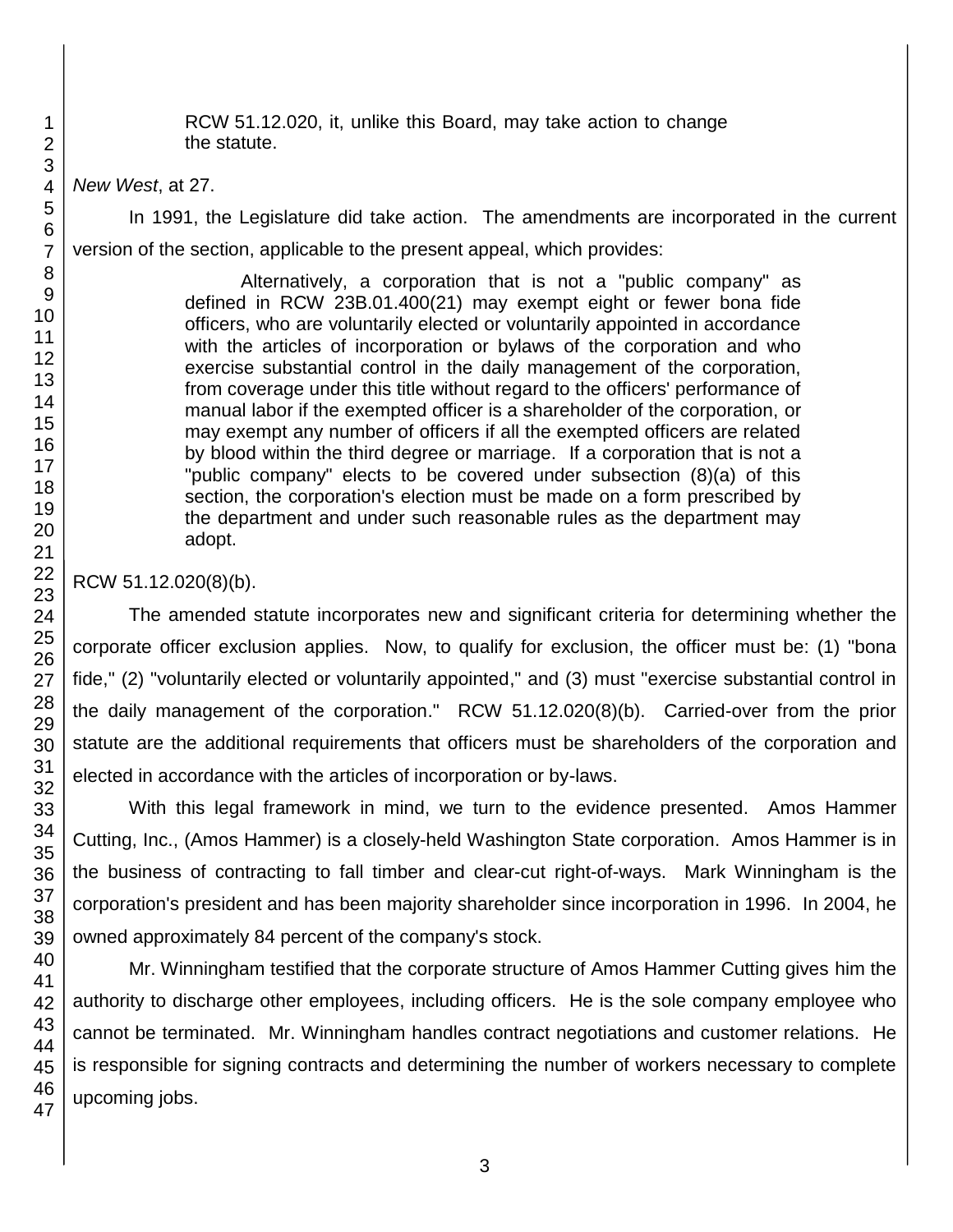> RCW 51.12.020, it, unlike this Board, may take action to change the statute.

*New West*, at 27.

In 1991, the Legislature did take action. The amendments are incorporated in the current version of the section, applicable to the present appeal, which provides:

> Alternatively, a corporation that is not a "public company" as defined in RCW 23B.01.400(21) may exempt eight or fewer bona fide officers, who are voluntarily elected or voluntarily appointed in accordance with the articles of incorporation or bylaws of the corporation and who exercise substantial control in the daily management of the corporation, from coverage under this title without regard to the officers' performance of manual labor if the exempted officer is a shareholder of the corporation, or may exempt any number of officers if all the exempted officers are related by blood within the third degree or marriage. If a corporation that is not a "public company" elects to be covered under subsection (8)(a) of this section, the corporation's election must be made on a form prescribed by the department and under such reasonable rules as the department may adopt.

RCW 51.12.020(8)(b).

The amended statute incorporates new and significant criteria for determining whether the corporate officer exclusion applies. Now, to qualify for exclusion, the officer must be: (1) "bona fide," (2) "voluntarily elected or voluntarily appointed," and (3) must "exercise substantial control in the daily management of the corporation." RCW 51.12.020(8)(b). Carried-over from the prior statute are the additional requirements that officers must be shareholders of the corporation and elected in accordance with the articles of incorporation or by-laws.

With this legal framework in mind, we turn to the evidence presented. Amos Hammer Cutting, Inc., (Amos Hammer) is a closely-held Washington State corporation. Amos Hammer is in the business of contracting to fall timber and clear-cut right-of-ways. Mark Winningham is the corporation's president and has been majority shareholder since incorporation in 1996. In 2004, he owned approximately 84 percent of the company's stock.

Mr. Winningham testified that the corporate structure of Amos Hammer Cutting gives him the authority to discharge other employees, including officers. He is the sole company employee who cannot be terminated. Mr. Winningham handles contract negotiations and customer relations. He is responsible for signing contracts and determining the number of workers necessary to complete upcoming jobs.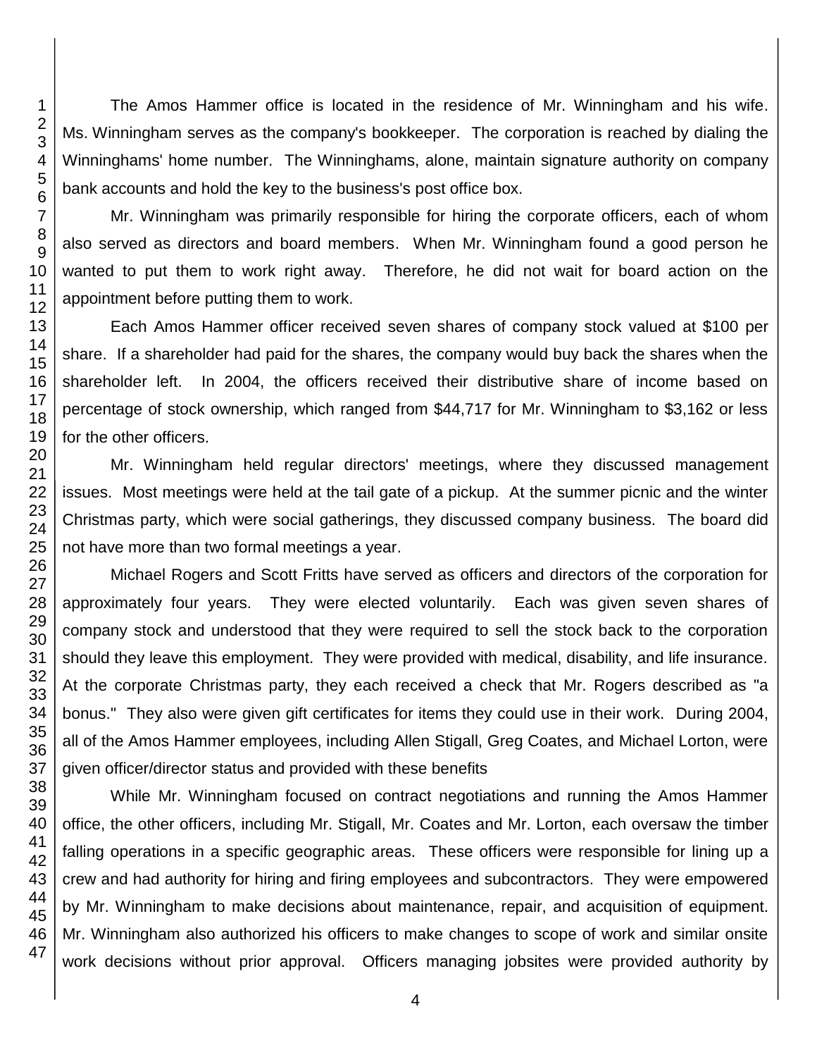The Amos Hammer office is located in the residence of Mr. Winningham and his wife. Ms. Winningham serves as the company's bookkeeper. The corporation is reached by dialing the Winninghams' home number. The Winninghams, alone, maintain signature authority on company bank accounts and hold the key to the business's post office box.

Mr. Winningham was primarily responsible for hiring the corporate officers, each of whom also served as directors and board members. When Mr. Winningham found a good person he wanted to put them to work right away. Therefore, he did not wait for board action on the appointment before putting them to work.

Each Amos Hammer officer received seven shares of company stock valued at $100 per share. If a shareholder had paid for the shares, the company would buy back the shares when the shareholder left. In 2004, the officers received their distributive share of income based on percentage of stock ownership, which ranged from $44,717 for Mr. Winningham to $3,162 or less for the other officers.

Mr. Winningham held regular directors' meetings, where they discussed management issues. Most meetings were held at the tail gate of a pickup. At the summer picnic and the winter Christmas party, which were social gatherings, they discussed company business. The board did not have more than two formal meetings a year.

Michael Rogers and Scott Fritts have served as officers and directors of the corporation for approximately four years. They were elected voluntarily. Each was given seven shares of company stock and understood that they were required to sell the stock back to the corporation should they leave this employment. They were provided with medical, disability, and life insurance. At the corporate Christmas party, they each received a check that Mr. Rogers described as "a bonus." They also were given gift certificates for items they could use in their work. During 2004, all of the Amos Hammer employees, including Allen Stigall, Greg Coates, and Michael Lorton, were given officer/director status and provided with these benefits

While Mr. Winningham focused on contract negotiations and running the Amos Hammer office, the other officers, including Mr. Stigall, Mr. Coates and Mr. Lorton, each oversaw the timber falling operations in a specific geographic areas. These officers were responsible for lining up a crew and had authority for hiring and firing employees and subcontractors. They were empowered by Mr. Winningham to make decisions about maintenance, repair, and acquisition of equipment. Mr. Winningham also authorized his officers to make changes to scope of work and similar onsite work decisions without prior approval. Officers managing jobsites were provided authority by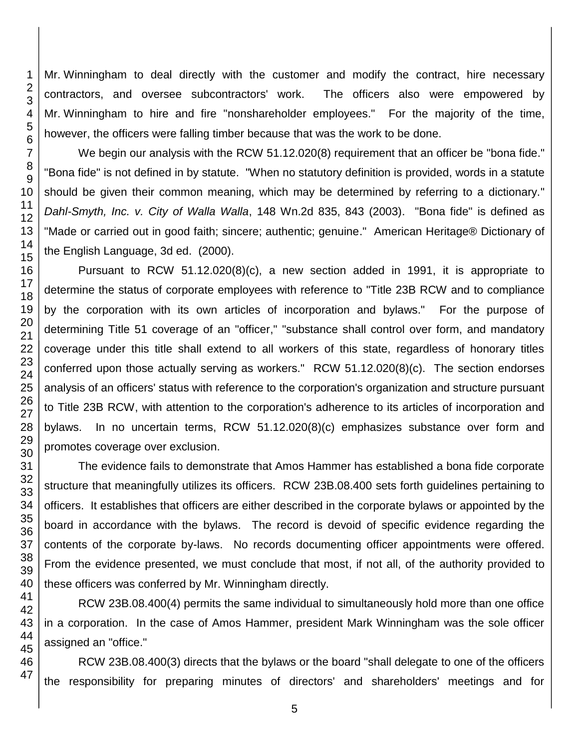Mr. Winningham to deal directly with the customer and modify the contract, hire necessary contractors, and oversee subcontractors' work. The officers also were empowered by Mr. Winningham to hire and fire "nonshareholder employees." For the majority of the time, however, the officers were falling timber because that was the work to be done.

We begin our analysis with the RCW 51.12.020(8) requirement that an officer be "bona fide." "Bona fide" is not defined in by statute. "When no statutory definition is provided, words in a statute should be given their common meaning, which may be determined by referring to a dictionary." *Dahl-Smyth, Inc. v. City of Walla Walla*, 148 Wn.2d 835, 843 (2003). "Bona fide" is defined as "Made or carried out in good faith; sincere; authentic; genuine." American Heritage® Dictionary of the English Language, 3d ed. (2000).

Pursuant to RCW 51.12.020(8)(c), a new section added in 1991, it is appropriate to determine the status of corporate employees with reference to "Title 23B RCW and to compliance by the corporation with its own articles of incorporation and bylaws." For the purpose of determining Title 51 coverage of an "officer," "substance shall control over form, and mandatory coverage under this title shall extend to all workers of this state, regardless of honorary titles conferred upon those actually serving as workers." RCW 51.12.020(8)(c). The section endorses analysis of an officers' status with reference to the corporation's organization and structure pursuant to Title 23B RCW, with attention to the corporation's adherence to its articles of incorporation and bylaws. In no uncertain terms, RCW 51.12.020(8)(c) emphasizes substance over form and promotes coverage over exclusion.

The evidence fails to demonstrate that Amos Hammer has established a bona fide corporate structure that meaningfully utilizes its officers. RCW 23B.08.400 sets forth guidelines pertaining to officers. It establishes that officers are either described in the corporate bylaws or appointed by the board in accordance with the bylaws. The record is devoid of specific evidence regarding the contents of the corporate by-laws. No records documenting officer appointments were offered. From the evidence presented, we must conclude that most, if not all, of the authority provided to these officers was conferred by Mr. Winningham directly.

RCW 23B.08.400(4) permits the same individual to simultaneously hold more than one office in a corporation. In the case of Amos Hammer, president Mark Winningham was the sole officer assigned an "office."

RCW 23B.08.400(3) directs that the bylaws or the board "shall delegate to one of the officers the responsibility for preparing minutes of directors' and shareholders' meetings and for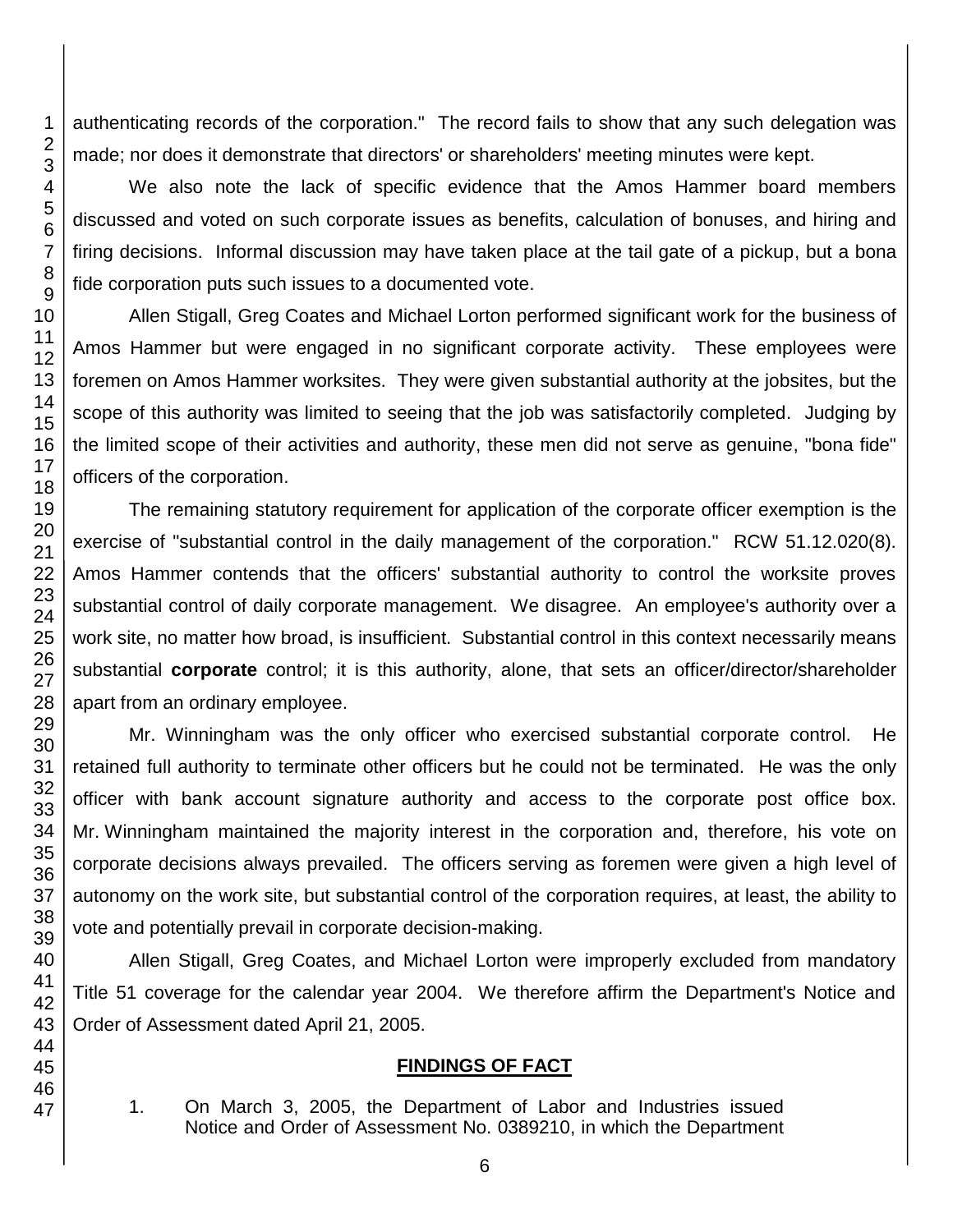authenticating records of the corporation." The record fails to show that any such delegation was made; nor does it demonstrate that directors' or shareholders' meeting minutes were kept.

We also note the lack of specific evidence that the Amos Hammer board members discussed and voted on such corporate issues as benefits, calculation of bonuses, and hiring and firing decisions. Informal discussion may have taken place at the tail gate of a pickup, but a bona fide corporation puts such issues to a documented vote.

Allen Stigall, Greg Coates and Michael Lorton performed significant work for the business of Amos Hammer but were engaged in no significant corporate activity. These employees were foremen on Amos Hammer worksites. They were given substantial authority at the jobsites, but the scope of this authority was limited to seeing that the job was satisfactorily completed. Judging by the limited scope of their activities and authority, these men did not serve as genuine, "bona fide" officers of the corporation.

The remaining statutory requirement for application of the corporate officer exemption is the exercise of "substantial control in the daily management of the corporation." RCW 51.12.020(8). Amos Hammer contends that the officers' substantial authority to control the worksite proves substantial control of daily corporate management. We disagree. An employee's authority over a work site, no matter how broad, is insufficient. Substantial control in this context necessarily means substantial **corporate** control; it is this authority, alone, that sets an officer/director/shareholder apart from an ordinary employee.

Mr. Winningham was the only officer who exercised substantial corporate control. He retained full authority to terminate other officers but he could not be terminated. He was the only officer with bank account signature authority and access to the corporate post office box. Mr. Winningham maintained the majority interest in the corporation and, therefore, his vote on corporate decisions always prevailed. The officers serving as foremen were given a high level of autonomy on the work site, but substantial control of the corporation requires, at least, the ability to vote and potentially prevail in corporate decision-making.

Allen Stigall, Greg Coates, and Michael Lorton were improperly excluded from mandatory Title 51 coverage for the calendar year 2004. We therefore affirm the Department's Notice and Order of Assessment dated April 21, 2005.

## FINDINGS OF FACT

1. On March 3, 2005, the Department of Labor and Industries issued Notice and Order of Assessment No. 0389210, in which the Department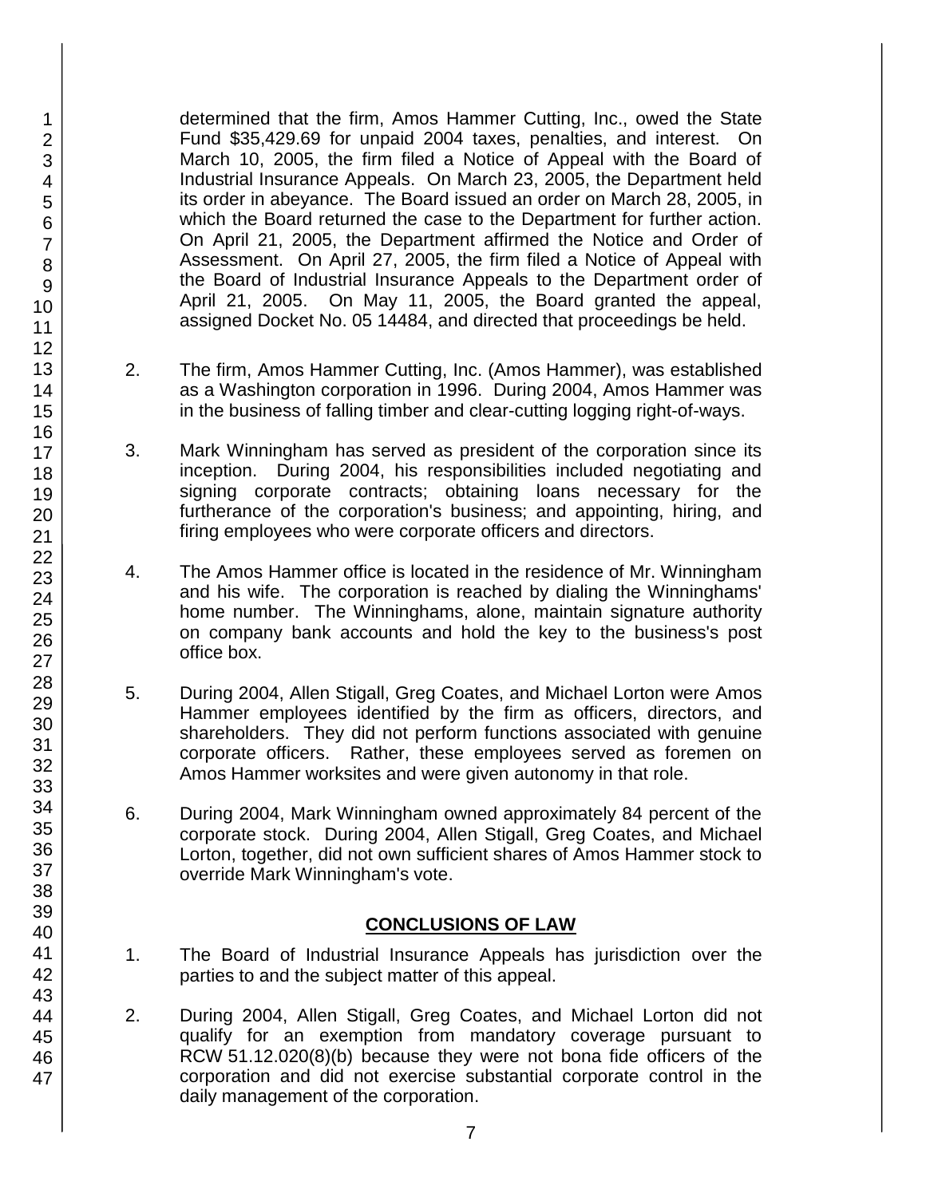determined that the firm, Amos Hammer Cutting, Inc., owed the State Fund $35,429.69 for unpaid 2004 taxes, penalties, and interest. On March 10, 2005, the firm filed a Notice of Appeal with the Board of Industrial Insurance Appeals. On March 23, 2005, the Department held its order in abeyance. The Board issued an order on March 28, 2005, in which the Board returned the case to the Department for further action. On April 21, 2005, the Department affirmed the Notice and Order of Assessment. On April 27, 2005, the firm filed a Notice of Appeal with the Board of Industrial Insurance Appeals to the Department order of April 21, 2005. On May 11, 2005, the Board granted the appeal, assigned Docket No. 05 14484, and directed that proceedings be held.

2. The firm, Amos Hammer Cutting, Inc. (Amos Hammer), was established as a Washington corporation in 1996. During 2004, Amos Hammer was in the business of falling timber and clear-cutting logging right-of-ways.

3. Mark Winningham has served as president of the corporation since its inception. During 2004, his responsibilities included negotiating and signing corporate contracts; obtaining loans necessary for the furtherance of the corporation's business; and appointing, hiring, and firing employees who were corporate officers and directors.

4. The Amos Hammer office is located in the residence of Mr. Winningham and his wife. The corporation is reached by dialing the Winninghams' home number. The Winninghams, alone, maintain signature authority on company bank accounts and hold the key to the business's post office box.

5. During 2004, Allen Stigall, Greg Coates, and Michael Lorton were Amos Hammer employees identified by the firm as officers, directors, and shareholders. They did not perform functions associated with genuine corporate officers. Rather, these employees served as foremen on Amos Hammer worksites and were given autonomy in that role.

6. During 2004, Mark Winningham owned approximately 84 percent of the corporate stock. During 2004, Allen Stigall, Greg Coates, and Michael Lorton, together, did not own sufficient shares of Amos Hammer stock to override Mark Winningham's vote.

## CONCLUSIONS OF LAW

1. The Board of Industrial Insurance Appeals has jurisdiction over the parties to and the subject matter of this appeal.

2. During 2004, Allen Stigall, Greg Coates, and Michael Lorton did not qualify for an exemption from mandatory coverage pursuant to RCW 51.12.020(8)(b) because they were not bona fide officers of the corporation and did not exercise substantial corporate control in the daily management of the corporation.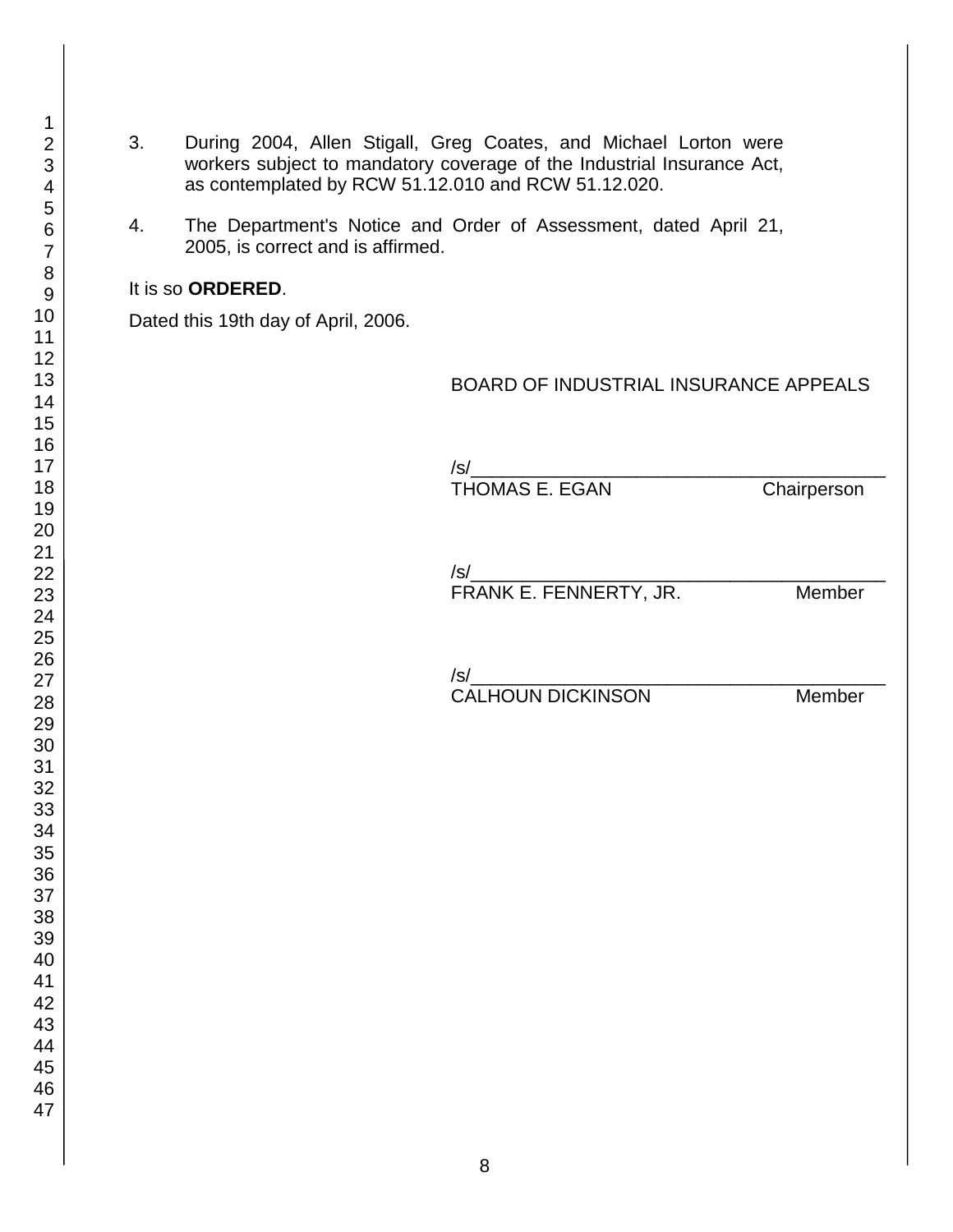3. During 2004, Allen Stigall, Greg Coates, and Michael Lorton were workers subject to mandatory coverage of the Industrial Insurance Act, as contemplated by RCW 51.12.010 and RCW 51.12.020.

4. The Department's Notice and Order of Assessment, dated April 21, 2005, is correct and is affirmed.

It is so **ORDERED**.

Dated this 19th day of April, 2006.

BOARD OF INDUSTRIAL INSURANCE APPEALS

/s/________________________________________
THOMAS E. EGAN Chairperson

/s/________________________________________
FRANK E. FENNERTY, JR. Member

/s/________________________________________
CALHOUN DICKINSON Member